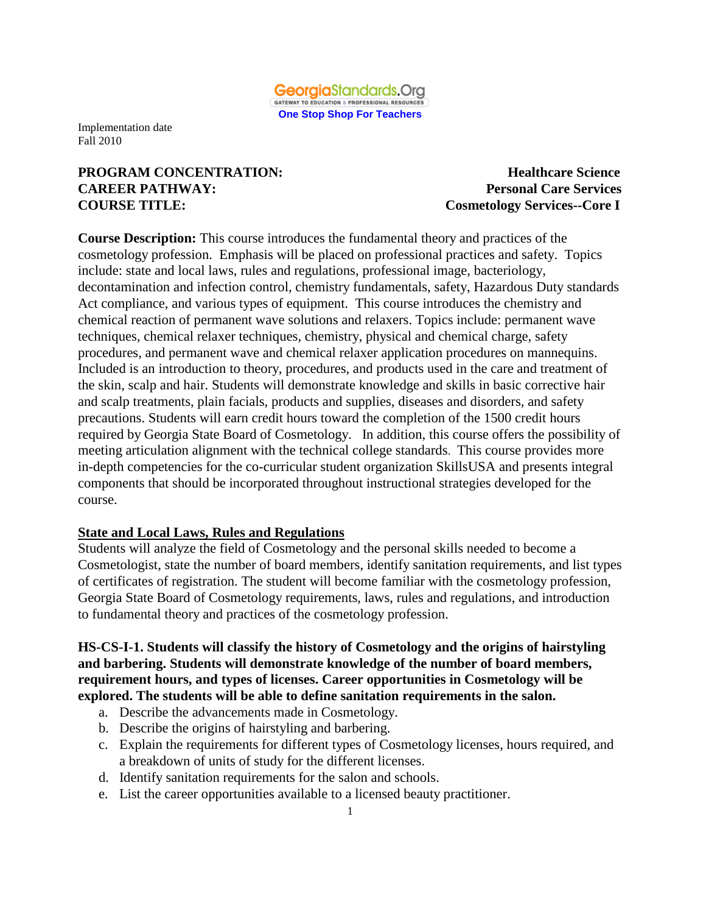GeorgiaStandards.Org
GATEWAY TO EDUCATION & PROFESSIONAL RESOURCES
One Stop Shop For Teachers

Implementation date
Fall 2010

**PROGRAM CONCENTRATION:** **Healthcare Science**
**CAREER PATHWAY:** **Personal Care Services**
**COURSE TITLE:** **Cosmetology Services--Core I**

**Course Description:** This course introduces the fundamental theory and practices of the cosmetology profession. Emphasis will be placed on professional practices and safety. Topics include: state and local laws, rules and regulations, professional image, bacteriology, decontamination and infection control, chemistry fundamentals, safety, Hazardous Duty standards Act compliance, and various types of equipment. This course introduces the chemistry and chemical reaction of permanent wave solutions and relaxers. Topics include: permanent wave techniques, chemical relaxer techniques, chemistry, physical and chemical charge, safety procedures, and permanent wave and chemical relaxer application procedures on mannequins. Included is an introduction to theory, procedures, and products used in the care and treatment of the skin, scalp and hair. Students will demonstrate knowledge and skills in basic corrective hair and scalp treatments, plain facials, products and supplies, diseases and disorders, and safety precautions. Students will earn credit hours toward the completion of the 1500 credit hours required by Georgia State Board of Cosmetology. In addition, this course offers the possibility of meeting articulation alignment with the technical college standards. This course provides more in-depth competencies for the co-curricular student organization SkillsUSA and presents integral components that should be incorporated throughout instructional strategies developed for the course.

## State and Local Laws, Rules and Regulations

Students will analyze the field of Cosmetology and the personal skills needed to become a Cosmetologist, state the number of board members, identify sanitation requirements, and list types of certificates of registration. The student will become familiar with the cosmetology profession, Georgia State Board of Cosmetology requirements, laws, rules and regulations, and introduction to fundamental theory and practices of the cosmetology profession.

**HS-CS-I-1. Students will classify the history of Cosmetology and the origins of hairstyling and barbering. Students will demonstrate knowledge of the number of board members, requirement hours, and types of licenses. Career opportunities in Cosmetology will be explored. The students will be able to define sanitation requirements in the salon.**

a. Describe the advancements made in Cosmetology.
b. Describe the origins of hairstyling and barbering.
c. Explain the requirements for different types of Cosmetology licenses, hours required, and a breakdown of units of study for the different licenses.
d. Identify sanitation requirements for the salon and schools.
e. List the career opportunities available to a licensed beauty practitioner.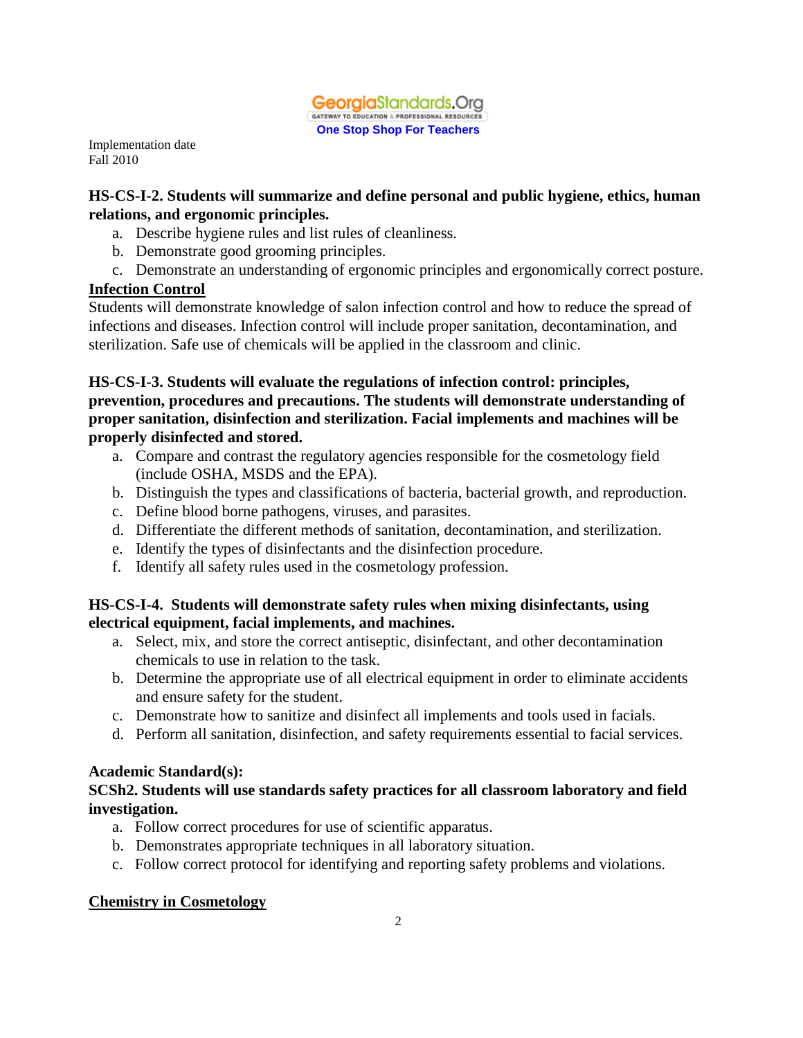Implementation date
Fall 2010

**HS-CS-I-2. Students will summarize and define personal and public hygiene, ethics, human relations, and ergonomic principles.**

a. Describe hygiene rules and list rules of cleanliness.
b. Demonstrate good grooming principles.
c. Demonstrate an understanding of ergonomic principles and ergonomically correct posture.

**Infection Control**

Students will demonstrate knowledge of salon infection control and how to reduce the spread of infections and diseases. Infection control will include proper sanitation, decontamination, and sterilization. Safe use of chemicals will be applied in the classroom and clinic.

**HS-CS-I-3. Students will evaluate the regulations of infection control: principles, prevention, procedures and precautions. The students will demonstrate understanding of proper sanitation, disinfection and sterilization. Facial implements and machines will be properly disinfected and stored.**

a. Compare and contrast the regulatory agencies responsible for the cosmetology field (include OSHA, MSDS and the EPA).
b. Distinguish the types and classifications of bacteria, bacterial growth, and reproduction.
c. Define blood borne pathogens, viruses, and parasites.
d. Differentiate the different methods of sanitation, decontamination, and sterilization.
e. Identify the types of disinfectants and the disinfection procedure.
f. Identify all safety rules used in the cosmetology profession.

**HS-CS-I-4. Students will demonstrate safety rules when mixing disinfectants, using electrical equipment, facial implements, and machines.**

a. Select, mix, and store the correct antiseptic, disinfectant, and other decontamination chemicals to use in relation to the task.
b. Determine the appropriate use of all electrical equipment in order to eliminate accidents and ensure safety for the student.
c. Demonstrate how to sanitize and disinfect all implements and tools used in facials.
d. Perform all sanitation, disinfection, and safety requirements essential to facial services.

**Academic Standard(s):**

**SCSh2. Students will use standards safety practices for all classroom laboratory and field investigation.**

a. Follow correct procedures for use of scientific apparatus.
b. Demonstrates appropriate techniques in all laboratory situation.
c. Follow correct protocol for identifying and reporting safety problems and violations.

**Chemistry in Cosmetology**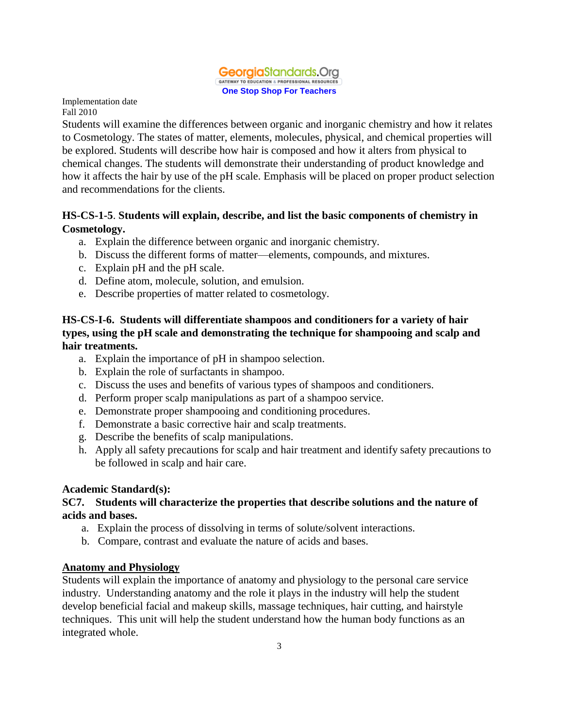Implementation date
Fall 2010

Students will examine the differences between organic and inorganic chemistry and how it relates to Cosmetology. The states of matter, elements, molecules, physical, and chemical properties will be explored. Students will describe how hair is composed and how it alters from physical to chemical changes. The students will demonstrate their understanding of product knowledge and how it affects the hair by use of the pH scale. Emphasis will be placed on proper product selection and recommendations for the clients.

**HS-CS-1-5. Students will explain, describe, and list the basic components of chemistry in Cosmetology.**

a. Explain the difference between organic and inorganic chemistry.
b. Discuss the different forms of matter—elements, compounds, and mixtures.
c. Explain pH and the pH scale.
d. Define atom, molecule, solution, and emulsion.
e. Describe properties of matter related to cosmetology.

**HS-CS-I-6. Students will differentiate shampoos and conditioners for a variety of hair types, using the pH scale and demonstrating the technique for shampooing and scalp and hair treatments.**

a. Explain the importance of pH in shampoo selection.
b. Explain the role of surfactants in shampoo.
c. Discuss the uses and benefits of various types of shampoos and conditioners.
d. Perform proper scalp manipulations as part of a shampoo service.
e. Demonstrate proper shampooing and conditioning procedures.
f. Demonstrate a basic corrective hair and scalp treatments.
g. Describe the benefits of scalp manipulations.
h. Apply all safety precautions for scalp and hair treatment and identify safety precautions to be followed in scalp and hair care.

**Academic Standard(s):**

**SC7. Students will characterize the properties that describe solutions and the nature of acids and bases.**

a. Explain the process of dissolving in terms of solute/solvent interactions.
b. Compare, contrast and evaluate the nature of acids and bases.

## Anatomy and Physiology

Students will explain the importance of anatomy and physiology to the personal care service industry. Understanding anatomy and the role it plays in the industry will help the student develop beneficial facial and makeup skills, massage techniques, hair cutting, and hairstyle techniques. This unit will help the student understand how the human body functions as an integrated whole.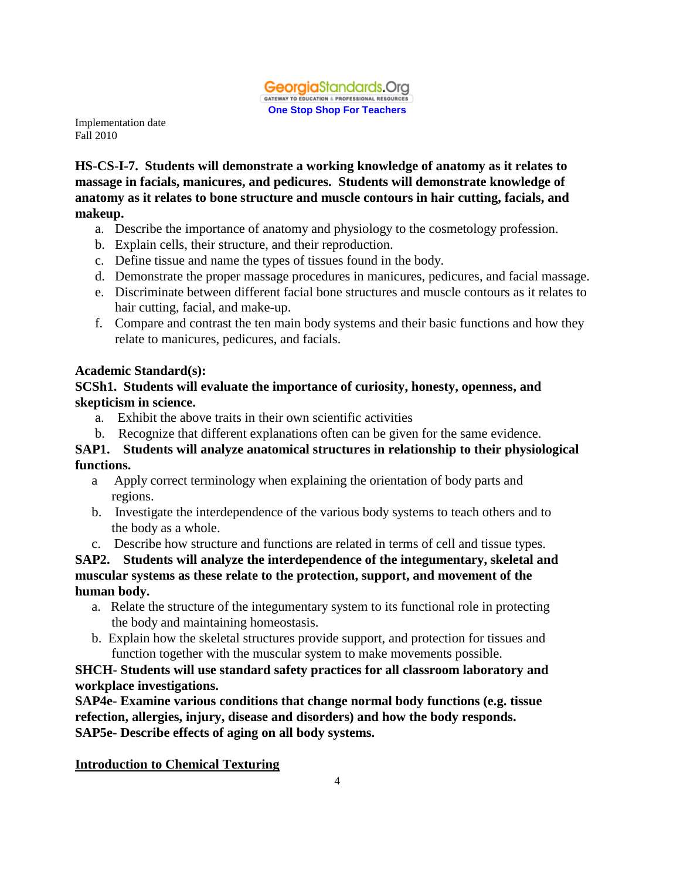Implementation date
Fall 2010

**HS-CS-I-7. Students will demonstrate a working knowledge of anatomy as it relates to massage in facials, manicures, and pedicures. Students will demonstrate knowledge of anatomy as it relates to bone structure and muscle contours in hair cutting, facials, and makeup.**

a. Describe the importance of anatomy and physiology to the cosmetology profession.
b. Explain cells, their structure, and their reproduction.
c. Define tissue and name the types of tissues found in the body.
d. Demonstrate the proper massage procedures in manicures, pedicures, and facial massage.
e. Discriminate between different facial bone structures and muscle contours as it relates to hair cutting, facial, and make-up.
f. Compare and contrast the ten main body systems and their basic functions and how they relate to manicures, pedicures, and facials.

**Academic Standard(s):**

**SCSh1. Students will evaluate the importance of curiosity, honesty, openness, and skepticism in science.**

a. Exhibit the above traits in their own scientific activities
b. Recognize that different explanations often can be given for the same evidence.

**SAP1. Students will analyze anatomical structures in relationship to their physiological functions.**

a Apply correct terminology when explaining the orientation of body parts and regions.
b. Investigate the interdependence of the various body systems to teach others and to the body as a whole.
c. Describe how structure and functions are related in terms of cell and tissue types.

**SAP2. Students will analyze the interdependence of the integumentary, skeletal and muscular systems as these relate to the protection, support, and movement of the human body.**

a. Relate the structure of the integumentary system to its functional role in protecting the body and maintaining homeostasis.
b. Explain how the skeletal structures provide support, and protection for tissues and function together with the muscular system to make movements possible.

**SHCH- Students will use standard safety practices for all classroom laboratory and workplace investigations.**

**SAP4e- Examine various conditions that change normal body functions (e.g. tissue refection, allergies, injury, disease and disorders) and how the body responds.**

**SAP5e- Describe effects of aging on all body systems.**

<u>**Introduction to Chemical Texturing**</u>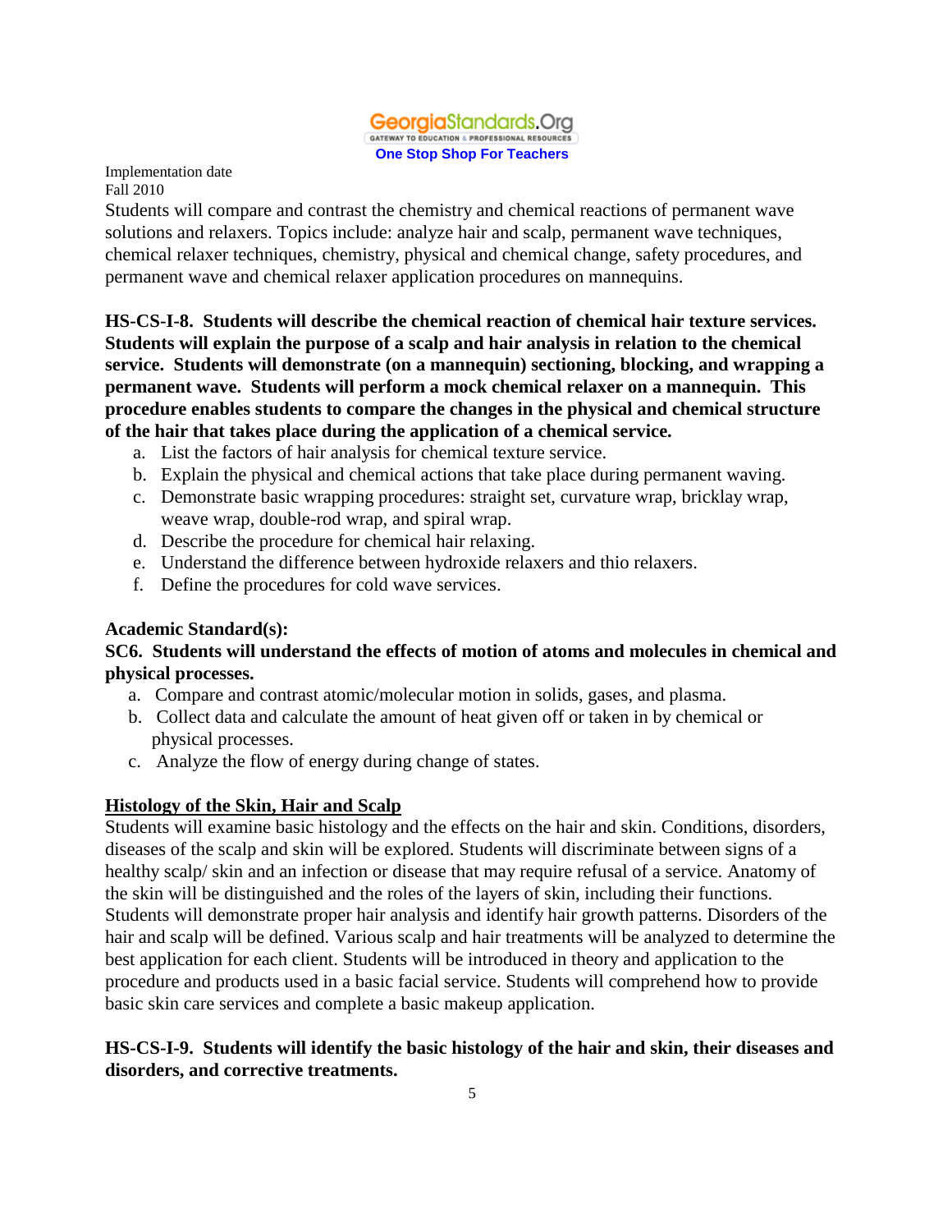Implementation date
Fall 2010

Students will compare and contrast the chemistry and chemical reactions of permanent wave solutions and relaxers. Topics include: analyze hair and scalp, permanent wave techniques, chemical relaxer techniques, chemistry, physical and chemical change, safety procedures, and permanent wave and chemical relaxer application procedures on mannequins.

**HS-CS-I-8. Students will describe the chemical reaction of chemical hair texture services. Students will explain the purpose of a scalp and hair analysis in relation to the chemical service. Students will demonstrate (on a mannequin) sectioning, blocking, and wrapping a permanent wave. Students will perform a mock chemical relaxer on a mannequin. This procedure enables students to compare the changes in the physical and chemical structure of the hair that takes place during the application of a chemical service.**

a. List the factors of hair analysis for chemical texture service.
b. Explain the physical and chemical actions that take place during permanent waving.
c. Demonstrate basic wrapping procedures: straight set, curvature wrap, bricklay wrap, weave wrap, double-rod wrap, and spiral wrap.
d. Describe the procedure for chemical hair relaxing.
e. Understand the difference between hydroxide relaxers and thio relaxers.
f. Define the procedures for cold wave services.

**Academic Standard(s):**

**SC6. Students will understand the effects of motion of atoms and molecules in chemical and physical processes.**

a. Compare and contrast atomic/molecular motion in solids, gases, and plasma.
b. Collect data and calculate the amount of heat given off or taken in by chemical or physical processes.
c. Analyze the flow of energy during change of states.

## Histology of the Skin, Hair and Scalp

Students will examine basic histology and the effects on the hair and skin. Conditions, disorders, diseases of the scalp and skin will be explored. Students will discriminate between signs of a healthy scalp/ skin and an infection or disease that may require refusal of a service. Anatomy of the skin will be distinguished and the roles of the layers of skin, including their functions. Students will demonstrate proper hair analysis and identify hair growth patterns. Disorders of the hair and scalp will be defined. Various scalp and hair treatments will be analyzed to determine the best application for each client. Students will be introduced in theory and application to the procedure and products used in a basic facial service. Students will comprehend how to provide basic skin care services and complete a basic makeup application.

**HS-CS-I-9. Students will identify the basic histology of the hair and skin, their diseases and disorders, and corrective treatments.**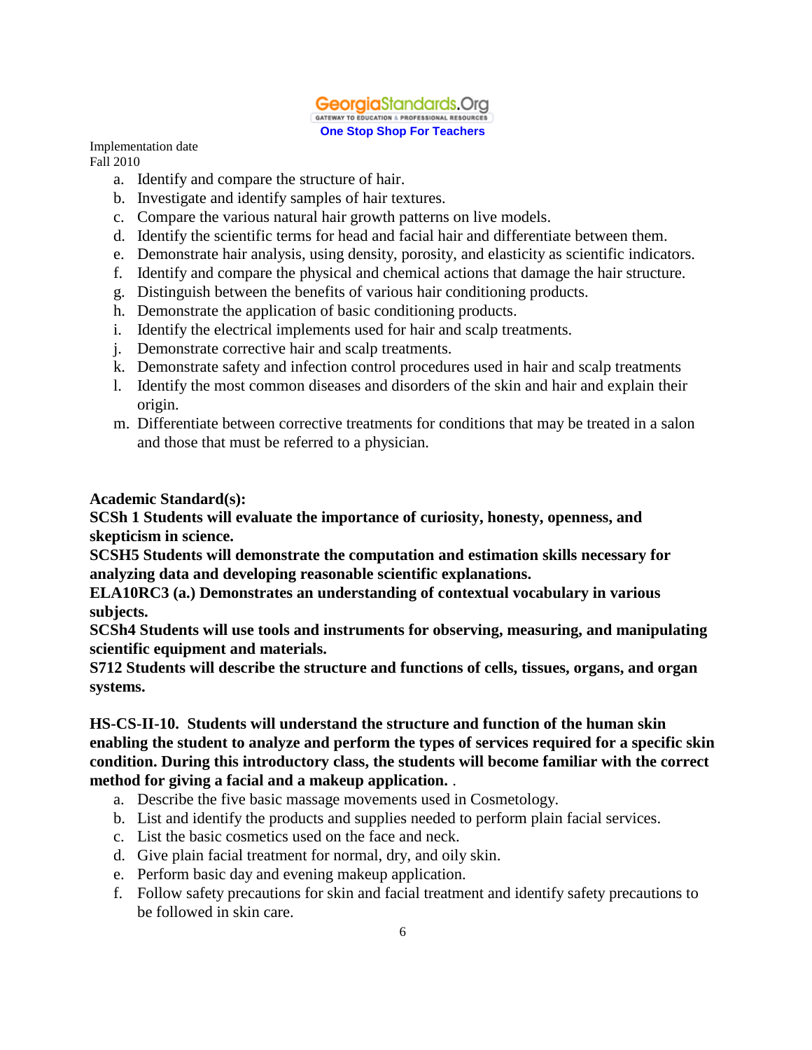Implementation date
Fall 2010

a. Identify and compare the structure of hair.
b. Investigate and identify samples of hair textures.
c. Compare the various natural hair growth patterns on live models.
d. Identify the scientific terms for head and facial hair and differentiate between them.
e. Demonstrate hair analysis, using density, porosity, and elasticity as scientific indicators.
f. Identify and compare the physical and chemical actions that damage the hair structure.
g. Distinguish between the benefits of various hair conditioning products.
h. Demonstrate the application of basic conditioning products.
i. Identify the electrical implements used for hair and scalp treatments.
j. Demonstrate corrective hair and scalp treatments.
k. Demonstrate safety and infection control procedures used in hair and scalp treatments
l. Identify the most common diseases and disorders of the skin and hair and explain their origin.
m. Differentiate between corrective treatments for conditions that may be treated in a salon and those that must be referred to a physician.

**Academic Standard(s):**
**SCSh 1 Students will evaluate the importance of curiosity, honesty, openness, and skepticism in science.**
**SCSH5 Students will demonstrate the computation and estimation skills necessary for analyzing data and developing reasonable scientific explanations.**
**ELA10RC3 (a.) Demonstrates an understanding of contextual vocabulary in various subjects.**
**SCSh4 Students will use tools and instruments for observing, measuring, and manipulating scientific equipment and materials.**
**S712 Students will describe the structure and functions of cells, tissues, organs, and organ systems.**

**HS-CS-II-10. Students will understand the structure and function of the human skin enabling the student to analyze and perform the types of services required for a specific skin condition. During this introductory class, the students will become familiar with the correct method for giving a facial and a makeup application.** .

a. Describe the five basic massage movements used in Cosmetology.
b. List and identify the products and supplies needed to perform plain facial services.
c. List the basic cosmetics used on the face and neck.
d. Give plain facial treatment for normal, dry, and oily skin.
e. Perform basic day and evening makeup application.
f. Follow safety precautions for skin and facial treatment and identify safety precautions to be followed in skin care.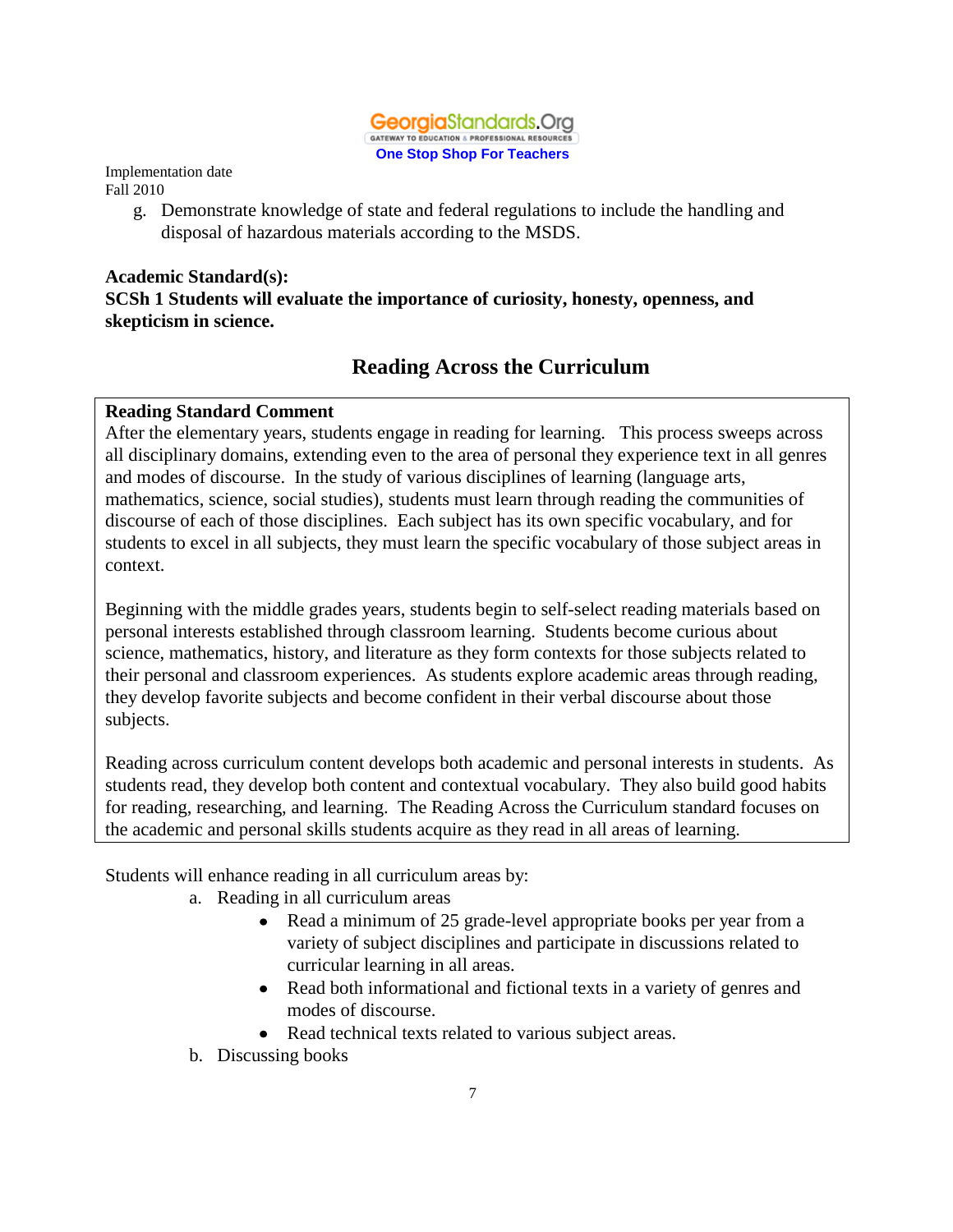Implementation date
Fall 2010

g. Demonstrate knowledge of state and federal regulations to include the handling and disposal of hazardous materials according to the MSDS.

**Academic Standard(s):**
**SCSh 1 Students will evaluate the importance of curiosity, honesty, openness, and skepticism in science.**

## Reading Across the Curriculum

**Reading Standard Comment**
After the elementary years, students engage in reading for learning. This process sweeps across all disciplinary domains, extending even to the area of personal they experience text in all genres and modes of discourse. In the study of various disciplines of learning (language arts, mathematics, science, social studies), students must learn through reading the communities of discourse of each of those disciplines. Each subject has its own specific vocabulary, and for students to excel in all subjects, they must learn the specific vocabulary of those subject areas in context.

Beginning with the middle grades years, students begin to self-select reading materials based on personal interests established through classroom learning. Students become curious about science, mathematics, history, and literature as they form contexts for those subjects related to their personal and classroom experiences. As students explore academic areas through reading, they develop favorite subjects and become confident in their verbal discourse about those subjects.

Reading across curriculum content develops both academic and personal interests in students. As students read, they develop both content and contextual vocabulary. They also build good habits for reading, researching, and learning. The Reading Across the Curriculum standard focuses on the academic and personal skills students acquire as they read in all areas of learning.

Students will enhance reading in all curriculum areas by:

a. Reading in all curriculum areas
   - Read a minimum of 25 grade-level appropriate books per year from a variety of subject disciplines and participate in discussions related to curricular learning in all areas.
   - Read both informational and fictional texts in a variety of genres and modes of discourse.
   - Read technical texts related to various subject areas.

b. Discussing books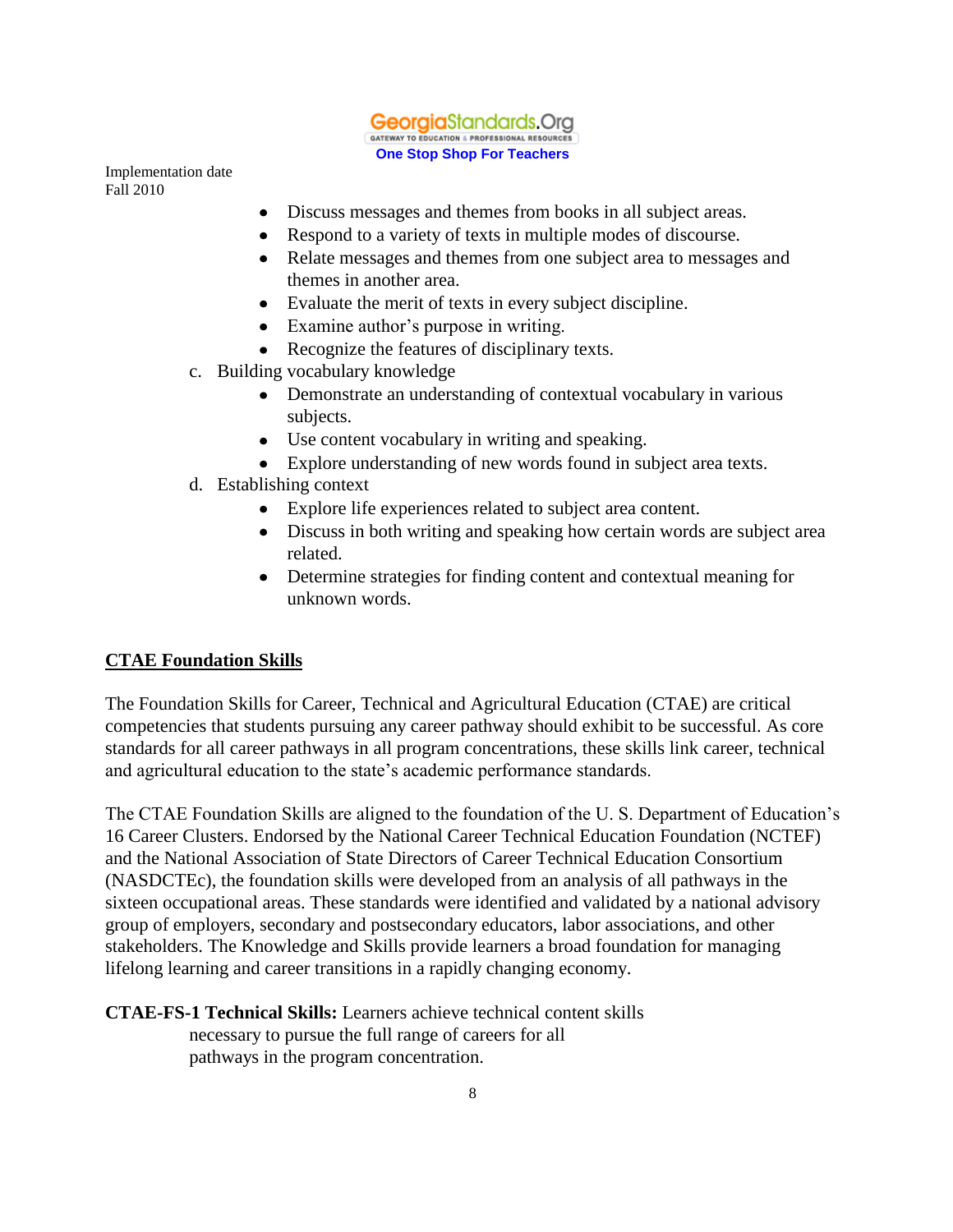- Discuss messages and themes from books in all subject areas.
- Respond to a variety of texts in multiple modes of discourse.
- Relate messages and themes from one subject area to messages and themes in another area.
- Evaluate the merit of texts in every subject discipline.
- Examine author's purpose in writing.
- Recognize the features of disciplinary texts.

c. Building vocabulary knowledge
   - Demonstrate an understanding of contextual vocabulary in various subjects.
   - Use content vocabulary in writing and speaking.
   - Explore understanding of new words found in subject area texts.

d. Establishing context
   - Explore life experiences related to subject area content.
   - Discuss in both writing and speaking how certain words are subject area related.
   - Determine strategies for finding content and contextual meaning for unknown words.

## CTAE Foundation Skills

The Foundation Skills for Career, Technical and Agricultural Education (CTAE) are critical competencies that students pursuing any career pathway should exhibit to be successful. As core standards for all career pathways in all program concentrations, these skills link career, technical and agricultural education to the state's academic performance standards.

The CTAE Foundation Skills are aligned to the foundation of the U. S. Department of Education's 16 Career Clusters. Endorsed by the National Career Technical Education Foundation (NCTEF) and the National Association of State Directors of Career Technical Education Consortium (NASDCTEc), the foundation skills were developed from an analysis of all pathways in the sixteen occupational areas. These standards were identified and validated by a national advisory group of employers, secondary and postsecondary educators, labor associations, and other stakeholders. The Knowledge and Skills provide learners a broad foundation for managing lifelong learning and career transitions in a rapidly changing economy.

**CTAE-FS-1 Technical Skills:** Learners achieve technical content skills necessary to pursue the full range of careers for all pathways in the program concentration.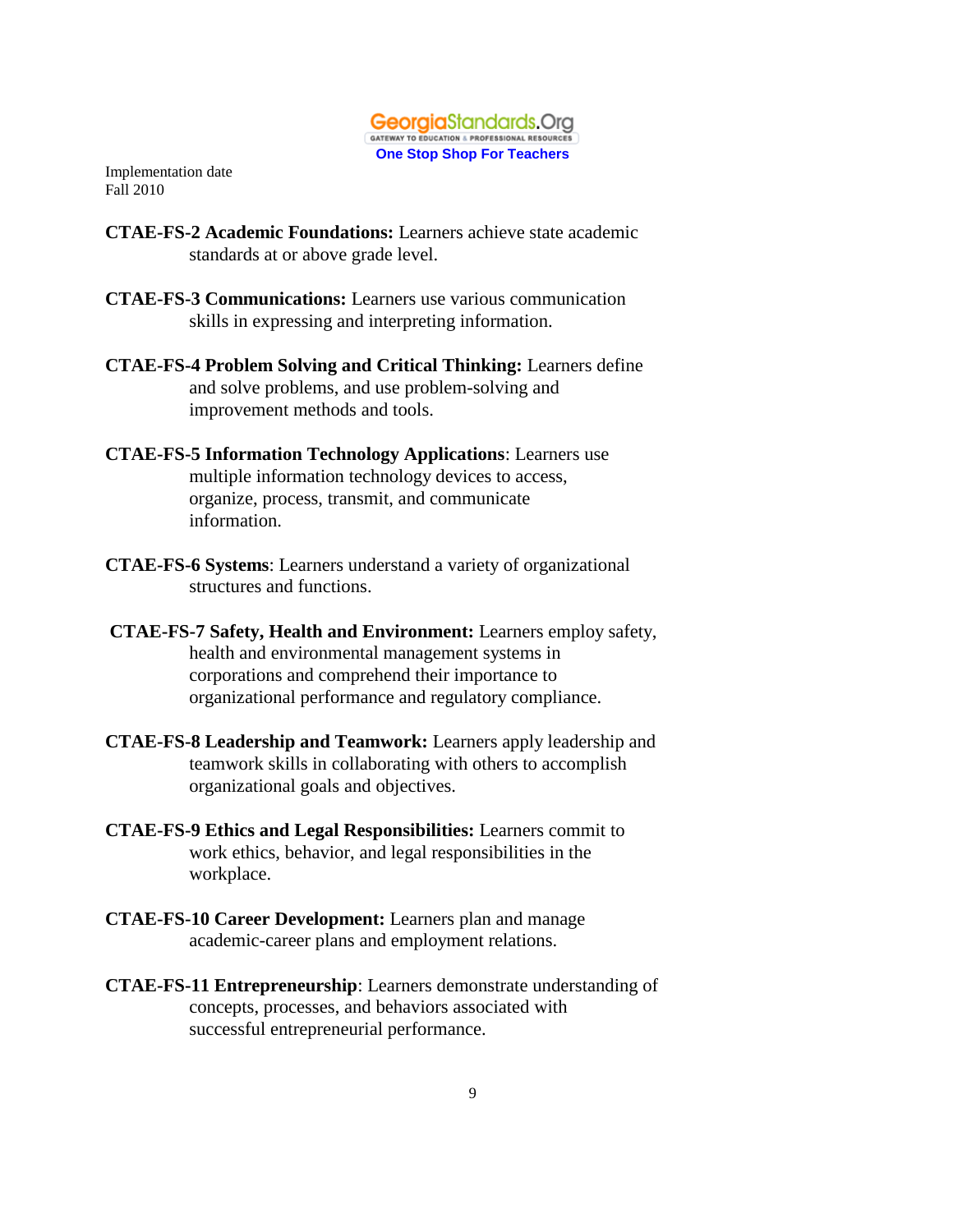Implementation date
Fall 2010

**CTAE-FS-2 Academic Foundations:** Learners achieve state academic standards at or above grade level.

**CTAE-FS-3 Communications:** Learners use various communication skills in expressing and interpreting information.

**CTAE-FS-4 Problem Solving and Critical Thinking:** Learners define and solve problems, and use problem-solving and improvement methods and tools.

**CTAE-FS-5 Information Technology Applications**: Learners use multiple information technology devices to access, organize, process, transmit, and communicate information.

**CTAE-FS-6 Systems**: Learners understand a variety of organizational structures and functions.

**CTAE-FS-7 Safety, Health and Environment:** Learners employ safety, health and environmental management systems in corporations and comprehend their importance to organizational performance and regulatory compliance.

**CTAE-FS-8 Leadership and Teamwork:** Learners apply leadership and teamwork skills in collaborating with others to accomplish organizational goals and objectives.

**CTAE-FS-9 Ethics and Legal Responsibilities:** Learners commit to work ethics, behavior, and legal responsibilities in the workplace.

**CTAE-FS-10 Career Development:** Learners plan and manage academic-career plans and employment relations.

**CTAE-FS-11 Entrepreneurship**: Learners demonstrate understanding of concepts, processes, and behaviors associated with successful entrepreneurial performance.